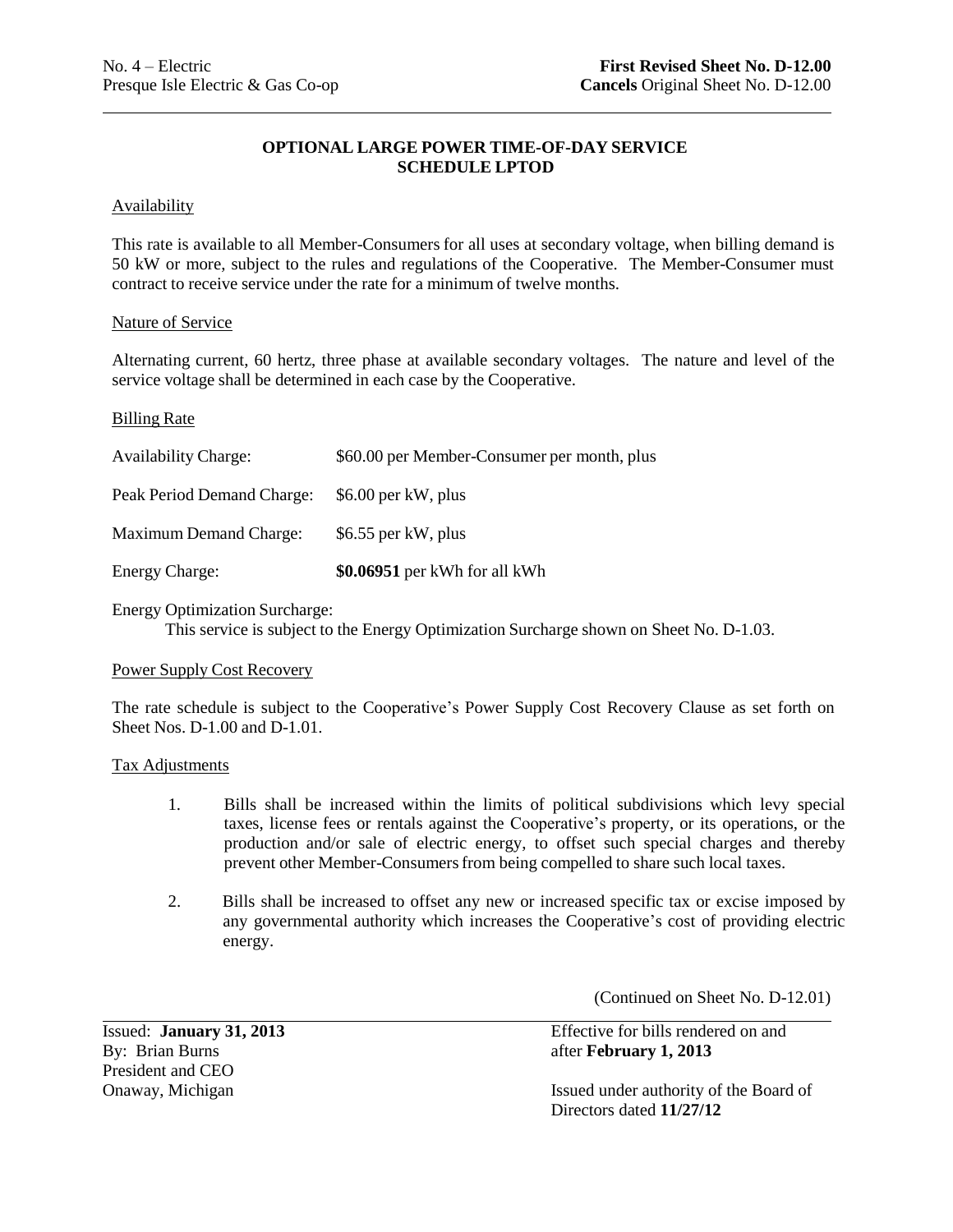No. 4 – Electric
Presque Isle Electric & Gas Co-op

**First Revised Sheet No. D-12.00**
**Cancels** Original Sheet No. D-12.00

## OPTIONAL LARGE POWER TIME-OF-DAY SERVICE
## SCHEDULE LPTOD

### Availability

This rate is available to all Member-Consumers for all uses at secondary voltage, when billing demand is 50 kW or more, subject to the rules and regulations of the Cooperative. The Member-Consumer must contract to receive service under the rate for a minimum of twelve months.

### Nature of Service

Alternating current, 60 hertz, three phase at available secondary voltages. The nature and level of the service voltage shall be determined in each case by the Cooperative.

### Billing Rate

| | |
|---|---|
| Availability Charge: | \$60.00 per Member-Consumer per month, plus |
| Peak Period Demand Charge: | \$6.00 per kW, plus |
| Maximum Demand Charge: | \$6.55 per kW, plus |
| Energy Charge: | **\$0.06951** per kWh for all kWh |

Energy Optimization Surcharge:
This service is subject to the Energy Optimization Surcharge shown on Sheet No. D-1.03.

### Power Supply Cost Recovery

The rate schedule is subject to the Cooperative's Power Supply Cost Recovery Clause as set forth on Sheet Nos. D-1.00 and D-1.01.

### Tax Adjustments

1. Bills shall be increased within the limits of political subdivisions which levy special taxes, license fees or rentals against the Cooperative's property, or its operations, or the production and/or sale of electric energy, to offset such special charges and thereby prevent other Member-Consumers from being compelled to share such local taxes.

2. Bills shall be increased to offset any new or increased specific tax or excise imposed by any governmental authority which increases the Cooperative's cost of providing electric energy.

(Continued on Sheet No. D-12.01)

Issued: **January 31, 2013**
By: Brian Burns
President and CEO
Onaway, Michigan

Effective for bills rendered on and after **February 1, 2013**

Issued under authority of the Board of Directors dated **11/27/12**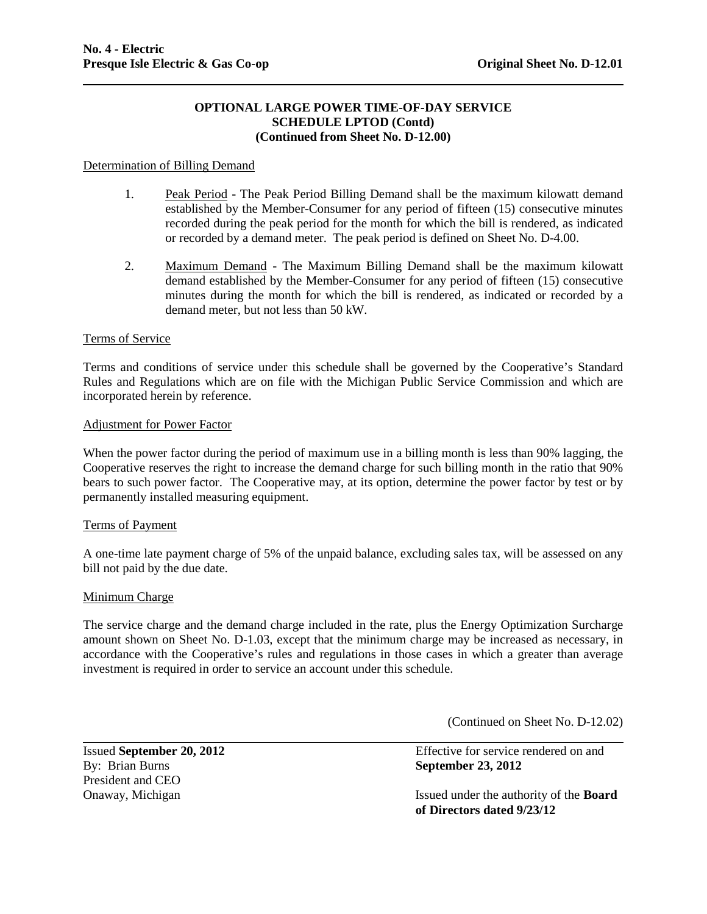**No. 4 - Electric**
**Presque Isle Electric & Gas Co-op** **Original Sheet No. D-12.01**

## OPTIONAL LARGE POWER TIME-OF-DAY SERVICE
## SCHEDULE LPTOD (Contd)
**(Continued from Sheet No. D-12.00)**

Determination of Billing Demand

1. Peak Period - The Peak Period Billing Demand shall be the maximum kilowatt demand established by the Member-Consumer for any period of fifteen (15) consecutive minutes recorded during the peak period for the month for which the bill is rendered, as indicated or recorded by a demand meter. The peak period is defined on Sheet No. D-4.00.

2. Maximum Demand - The Maximum Billing Demand shall be the maximum kilowatt demand established by the Member-Consumer for any period of fifteen (15) consecutive minutes during the month for which the bill is rendered, as indicated or recorded by a demand meter, but not less than 50 kW.

Terms of Service

Terms and conditions of service under this schedule shall be governed by the Cooperative's Standard Rules and Regulations which are on file with the Michigan Public Service Commission and which are incorporated herein by reference.

Adjustment for Power Factor

When the power factor during the period of maximum use in a billing month is less than 90% lagging, the Cooperative reserves the right to increase the demand charge for such billing month in the ratio that 90% bears to such power factor. The Cooperative may, at its option, determine the power factor by test or by permanently installed measuring equipment.

Terms of Payment

A one-time late payment charge of 5% of the unpaid balance, excluding sales tax, will be assessed on any bill not paid by the due date.

Minimum Charge

The service charge and the demand charge included in the rate, plus the Energy Optimization Surcharge amount shown on Sheet No. D-1.03, except that the minimum charge may be increased as necessary, in accordance with the Cooperative's rules and regulations in those cases in which a greater than average investment is required in order to service an account under this schedule.

(Continued on Sheet No. D-12.02)

Issued **September 20, 2012**
By: Brian Burns
President and CEO
Onaway, Michigan

Effective for service rendered on and **September 23, 2012**

Issued under the authority of the **Board of Directors dated 9/23/12**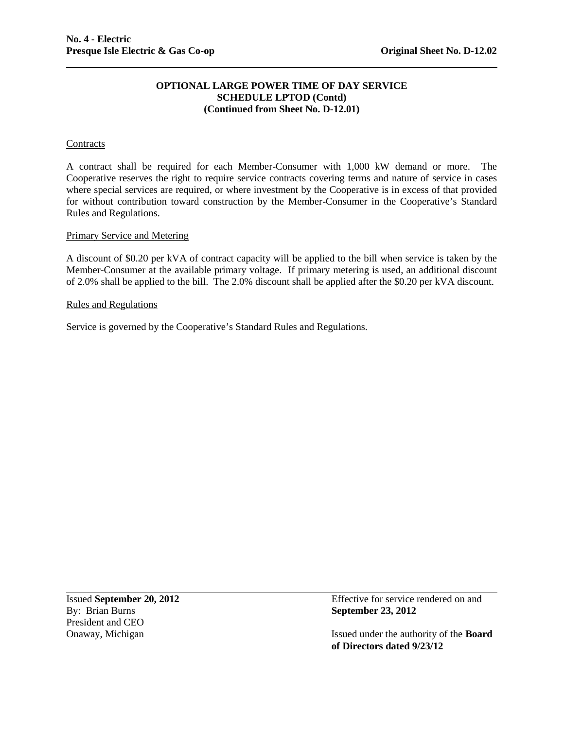**OPTIONAL LARGE POWER TIME OF DAY SERVICE**
**SCHEDULE LPTOD (Contd)**
**(Continued from Sheet No. D-12.01)**

Contracts

A contract shall be required for each Member-Consumer with 1,000 kW demand or more. The Cooperative reserves the right to require service contracts covering terms and nature of service in cases where special services are required, or where investment by the Cooperative is in excess of that provided for without contribution toward construction by the Member-Consumer in the Cooperative's Standard Rules and Regulations.

Primary Service and Metering

A discount of $0.20 per kVA of contract capacity will be applied to the bill when service is taken by the Member-Consumer at the available primary voltage. If primary metering is used, an additional discount of 2.0% shall be applied to the bill. The 2.0% discount shall be applied after the $0.20 per kVA discount.

Rules and Regulations

Service is governed by the Cooperative's Standard Rules and Regulations.

Issued **September 20, 2012**
By: Brian Burns
President and CEO
Onaway, Michigan

Effective for service rendered on and **September 23, 2012**

Issued under the authority of the **Board of Directors dated 9/23/12**